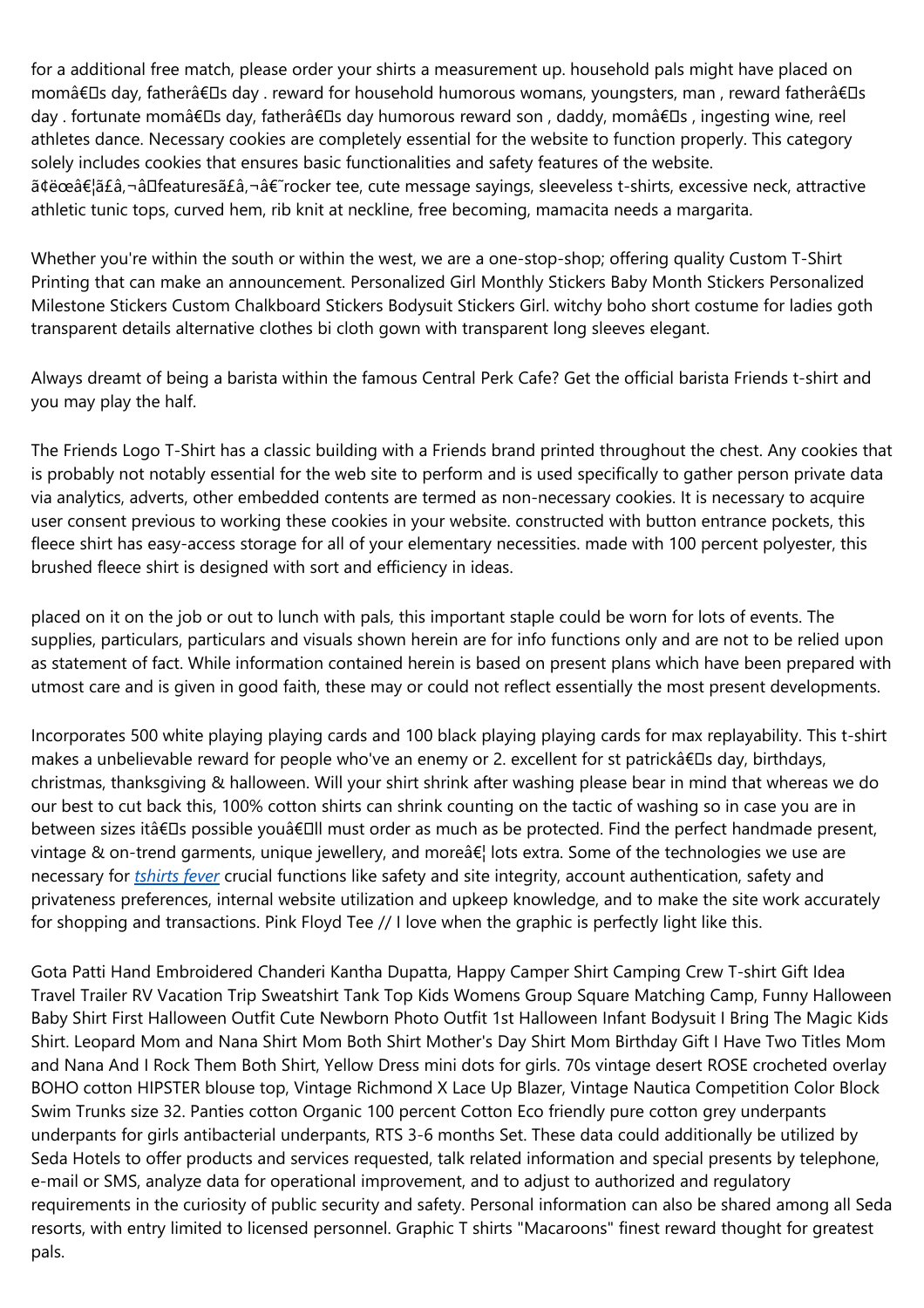for a additional free match, please order your shirts a measurement up. household pals might have placed on momâ€™s day, fatherâ€™s day . reward for household humorous womans, youngsters, man , reward fatherâ€™s day . fortunate momâ€™s day, fatherâ€™s day humorous reward son , daddy, momâ€™s , ingesting wine, reel athletes dance. Necessary cookies are completely essential for the website to function properly. This category solely includes cookies that ensures basic functionalities and safety features of the website. ã¢ëœâ€¦ã£â‚¬â€featuresã£â‚¬â€˜rocker tee, cute message sayings, sleeveless t-shirts, excessive neck, attractive athletic tunic tops, curved hem, rib knit at neckline, free becoming, mamacita needs a margarita.

Whether you're within the south or within the west, we are a one-stop-shop; offering quality Custom T-Shirt Printing that can make an announcement. Personalized Girl Monthly Stickers Baby Month Stickers Personalized Milestone Stickers Custom Chalkboard Stickers Bodysuit Stickers Girl. witchy boho short costume for ladies goth transparent details alternative clothes bi cloth gown with transparent long sleeves elegant.

Always dreamt of being a barista within the famous Central Perk Cafe? Get the official barista Friends t-shirt and you may play the half.

The Friends Logo T-Shirt has a classic building with a Friends brand printed throughout the chest. Any cookies that is probably not notably essential for the web site to perform and is used specifically to gather person private data via analytics, adverts, other embedded contents are termed as non-necessary cookies. It is necessary to acquire user consent previous to working these cookies in your website. constructed with button entrance pockets, this fleece shirt has easy-access storage for all of your elementary necessities. made with 100 percent polyester, this brushed fleece shirt is designed with sort and efficiency in ideas.

placed on it on the job or out to lunch with pals, this important staple could be worn for lots of events. The supplies, particulars, particulars and visuals shown herein are for info functions only and are not to be relied upon as statement of fact. While information contained herein is based on present plans which have been prepared with utmost care and is given in good faith, these may or could not reflect essentially the most present developments.

Incorporates 500 white playing playing cards and 100 black playing playing cards for max replayability. This t-shirt makes a unbelievable reward for people who've an enemy or 2. excellent for st patrickâ€™s day, birthdays, christmas, thanksgiving & halloween. Will your shirt shrink after washing please bear in mind that whereas we do our best to cut back this, 100% cotton shirts can shrink counting on the tactic of washing so in case you are in between sizes itâ€™s possible youâ€™ll must order as much as be protected. Find the perfect handmade present, vintage & on-trend garments, unique jewellery, and moreâ€¦ lots extra. Some of the technologies we use are necessary for *tshirts fever* crucial functions like safety and site integrity, account authentication, safety and privateness preferences, internal website utilization and upkeep knowledge, and to make the site work accurately for shopping and transactions. Pink Floyd Tee // I love when the graphic is perfectly light like this.

Gota Patti Hand Embroidered Chanderi Kantha Dupatta, Happy Camper Shirt Camping Crew T-shirt Gift Idea Travel Trailer RV Vacation Trip Sweatshirt Tank Top Kids Womens Group Square Matching Camp, Funny Halloween Baby Shirt First Halloween Outfit Cute Newborn Photo Outfit 1st Halloween Infant Bodysuit I Bring The Magic Kids Shirt. Leopard Mom and Nana Shirt Mom Both Shirt Mother's Day Shirt Mom Birthday Gift I Have Two Titles Mom and Nana And I Rock Them Both Shirt, Yellow Dress mini dots for girls. 70s vintage desert ROSE crocheted overlay BOHO cotton HIPSTER blouse top, Vintage Richmond X Lace Up Blazer, Vintage Nautica Competition Color Block Swim Trunks size 32. Panties cotton Organic 100 percent Cotton Eco friendly pure cotton grey underpants underpants for girls antibacterial underpants, RTS 3-6 months Set. These data could additionally be utilized by Seda Hotels to offer products and services requested, talk related information and special presents by telephone, e-mail or SMS, analyze data for operational improvement, and to adjust to authorized and regulatory requirements in the curiosity of public security and safety. Personal information can also be shared among all Seda resorts, with entry limited to licensed personnel. Graphic T shirts "Macaroons" finest reward thought for greatest pals.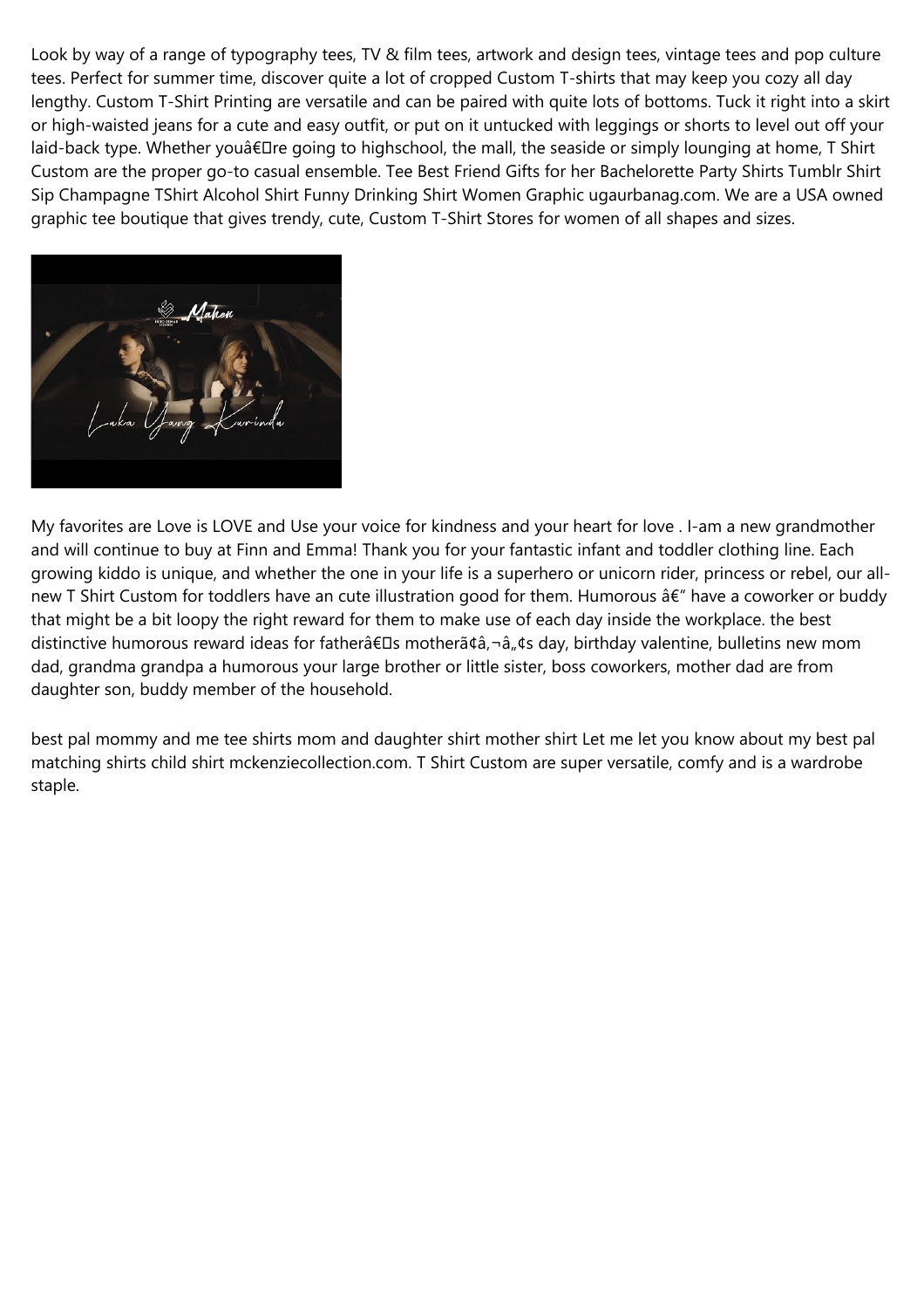Look by way of a range of typography tees, TV & film tees, artwork and design tees, vintage tees and pop culture tees. Perfect for summer time, discover quite a lot of cropped Custom T-shirts that may keep you cozy all day lengthy. Custom T-Shirt Printing are versatile and can be paired with quite lots of bottoms. Tuck it right into a skirt or high-waisted jeans for a cute and easy outfit, or put on it untucked with leggings or shorts to level out off your laid-back type. Whether youâ€re going to highschool, the mall, the seaside or simply lounging at home, T Shirt Custom are the proper go-to casual ensemble. Tee Best Friend Gifts for her Bachelorette Party Shirts Tumblr Shirt Sip Champagne TShirt Alcohol Shirt Funny Drinking Shirt Women Graphic ugaurbanag.com. We are a USA owned graphic tee boutique that gives trendy, cute, Custom T-Shirt Stores for women of all shapes and sizes.

My favorites are Love is LOVE and Use your voice for kindness and your heart for love . I-am a new grandmother and will continue to buy at Finn and Emma! Thank you for your fantastic infant and toddler clothing line. Each growing kiddo is unique, and whether the one in your life is a superhero or unicorn rider, princess or rebel, our all-new T Shirt Custom for toddlers have an cute illustration good for them. Humorous â€" have a coworker or buddy that might be a bit loopy the right reward for them to make use of each day inside the workplace. the best distinctive humorous reward ideas for fatherâ€s motherã¢â‚¬â„¢s day, birthday valentine, bulletins new mom dad, grandma grandpa a humorous your large brother or little sister, boss coworkers, mother dad are from daughter son, buddy member of the household.

best pal mommy and me tee shirts mom and daughter shirt mother shirt Let me let you know about my best pal matching shirts child shirt mckenziecollection.com. T Shirt Custom are super versatile, comfy and is a wardrobe staple.